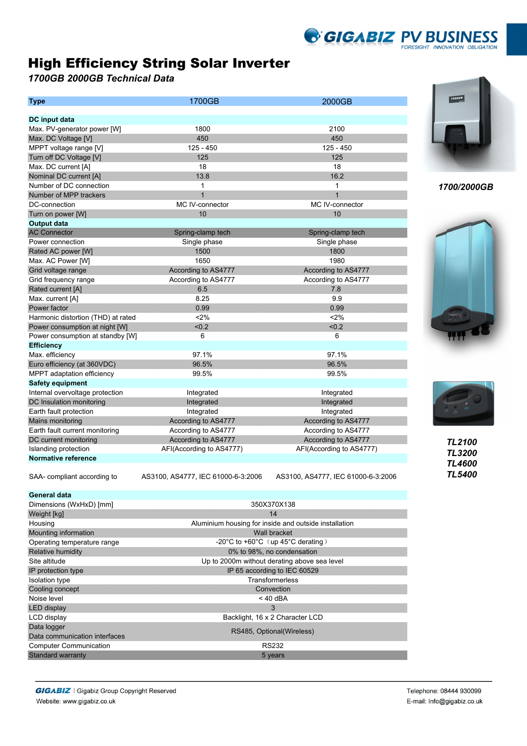GIGABIZ PV BUSINESS
FORESIGHT INNOVATION OBLIGATION

# High Efficiency String Solar Inverter

*1700GB 2000GB Technical Data*

| Type | 1700GB | 2000GB |
|---|---|---|
| **DC input data** | | |
| Max. PV-generator power [W] | 1800 | 2100 |
| Max. DC Voltage [V] | 450 | 450 |
| MPPT voltage range [V] | 125 - 450 | 125 - 450 |
| Turn off DC Voltage [V] | 125 | 125 |
| Max. DC current [A] | 18 | 18 |
| Nominal DC current [A] | 13.8 | 16.2 |
| Number of DC connection | 1 | 1 |
| Number of MPP trackers | 1 | 1 |
| DC-connection | MC IV-connector | MC IV-connector |
| Turn on power [W] | 10 | 10 |
| **Output data** | | |
| AC Connector | Spring-clamp tech | Spring-clamp tech |
| Power connection | Single phase | Single phase |
| Rated AC power [W] | 1500 | 1800 |
| Max. AC Power [W] | 1650 | 1980 |
| Grid voltage range | According to AS4777 | According to AS4777 |
| Grid frequency range | According to AS4777 | According to AS4777 |
| Rated current [A] | 6.5 | 7.8 |
| Max. current [A] | 8.25 | 9.9 |
| Power factor | 0.99 | 0.99 |
| Harmonic distortion (THD) at rated | <2% | <2% |
| Power consumption at night [W] | <0.2 | <0.2 |
| Power consumption at standby [W] | 6 | 6 |
| **Efficiency** | | |
| Max. efficiency | 97.1% | 97.1% |
| Euro efficiency (at 360VDC) | 96.5% | 96.5% |
| MPPT adaptation efficiency | 99.5% | 99.5% |
| **Safety equipment** | | |
| Internal overvoltage protection | Integrated | Integrated |
| DC Insulation monitoring | Integrated | Integrated |
| Earth fault protection | Integrated | Integrated |
| Mains monitoring | According to AS4777 | According to AS4777 |
| Earth fault current monitoring | According to AS4777 | According to AS4777 |
| DC current monitoring | According to AS4777 | According to AS4777 |
| Islanding protection | AFI(According to AS4777) | AFI(According to AS4777) |
| **Normative reference** | | |
| SAA- compliant according to | AS3100, AS4777, IEC 61000-6-3:2006 | AS3100, AS4777, IEC 61000-6-3:2006 |
| **General data** | | |
| Dimensions (WxHxD) [mm] | 350X370X138 | |
| Weight [kg] | 14 | |
| Housing | Aluminium housing for inside and outside installation | |
| Mounting information | Wall bracket | |
| Operating temperature range | -20°C to +60°C（up 45°C derating） | |
| Relative humidity | 0% to 98%, no condensation | |
| Site altitude | Up to 2000m without derating above sea level | |
| IP protection type | IP 65 according to IEC 60529 | |
| Isolation type | Transformerless | |
| Cooling concept | Convection | |
| Noise level | < 40 dBA | |
| LED display | 3 | |
| LCD display | Backlight, 16 x 2 Character LCD | |
| Data logger / Data communication interfaces | RS485, Optional(Wireless) | |
| Computer Communication | RS232 | |
| Standard warranty | 5 years | |

*1700/2000GB*

*TL2100*
*TL3200*
*TL4600*
*TL5400*

GIGABIZ | Gigabiz Group Copyright Reserved
Website: www.gigabiz.co.uk

Telephone: 08444 930099
E-mail: Info@gigabiz.co.uk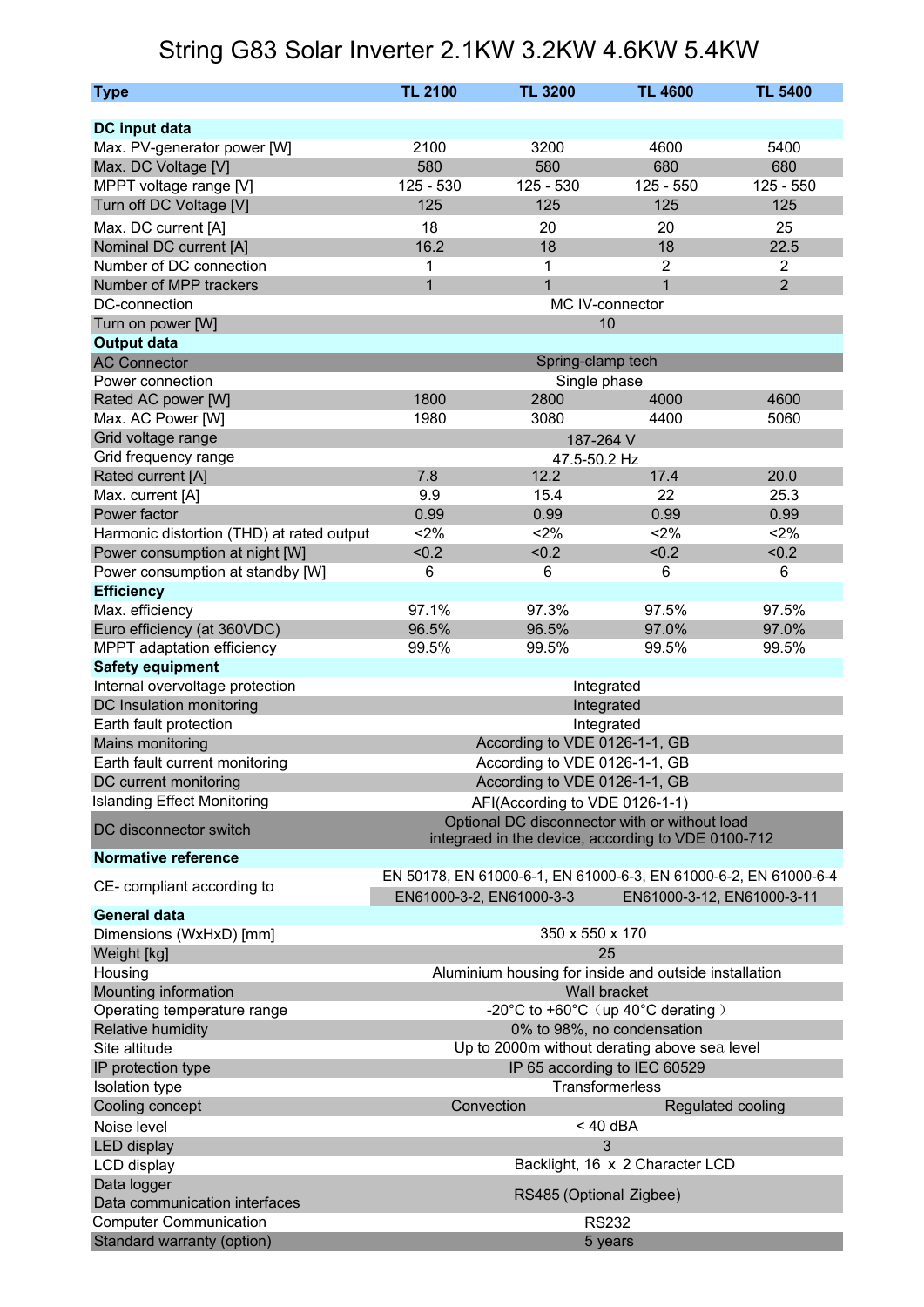# String G83 Solar Inverter 2.1KW 3.2KW 4.6KW 5.4KW

| Type | TL 2100 | TL 3200 | TL 4600 | TL 5400 |
|---|---|---|---|---|
| **DC input data** | | | | |
| Max. PV-generator power [W] | 2100 | 3200 | 4600 | 5400 |
| Max. DC Voltage [V] | 580 | 580 | 680 | 680 |
| MPPT voltage range [V] | 125 - 530 | 125 - 530 | 125 - 550 | 125 - 550 |
| Turn off DC Voltage [V] | 125 | 125 | 125 | 125 |
| Max. DC current [A] | 18 | 20 | 20 | 25 |
| Nominal DC current [A] | 16.2 | 18 | 18 | 22.5 |
| Number of DC connection | 1 | 1 | 2 | 2 |
| Number of MPP trackers | 1 | 1 | 1 | 2 |
| DC-connection | MC IV-connector | | | |
| Turn on power [W] | 10 | | | |
| **Output data** | | | | |
| AC Connector | Spring-clamp tech | | | |
| Power connection | Single phase | | | |
| Rated AC power [W] | 1800 | 2800 | 4000 | 4600 |
| Max. AC Power [W] | 1980 | 3080 | 4400 | 5060 |
| Grid voltage range | 187-264 V | | | |
| Grid frequency range | 47.5-50.2 Hz | | | |
| Rated current [A] | 7.8 | 12.2 | 17.4 | 20.0 |
| Max. current [A] | 9.9 | 15.4 | 22 | 25.3 |
| Power factor | 0.99 | 0.99 | 0.99 | 0.99 |
| Harmonic distortion (THD) at rated output | <2% | <2% | <2% | <2% |
| Power consumption at night [W] | <0.2 | <0.2 | <0.2 | <0.2 |
| Power consumption at standby [W] | 6 | 6 | 6 | 6 |
| **Efficiency** | | | | |
| Max. efficiency | 97.1% | 97.3% | 97.5% | 97.5% |
| Euro efficiency (at 360VDC) | 96.5% | 96.5% | 97.0% | 97.0% |
| MPPT adaptation efficiency | 99.5% | 99.5% | 99.5% | 99.5% |
| **Safety equipment** | | | | |
| Internal overvoltage protection | Integrated | | | |
| DC Insulation monitoring | Integrated | | | |
| Earth fault protection | Integrated | | | |
| Mains monitoring | According to VDE 0126-1-1, GB | | | |
| Earth fault current monitoring | According to VDE 0126-1-1, GB | | | |
| DC current monitoring | According to VDE 0126-1-1, GB | | | |
| Islanding Effect Monitoring | AFI(According to VDE 0126-1-1) | | | |
| DC disconnector switch | Optional DC disconnector with or without load integraed in the device, according to VDE 0100-712 | | | |
| **Normative reference** | | | | |
| CE- compliant according to | EN 50178, EN 61000-6-1, EN 61000-6-3, EN 61000-6-2, EN 61000-6-4 | | | |
| | EN61000-3-2, EN61000-3-3 | | EN61000-3-12, EN61000-3-11 | |
| **General data** | | | | |
| Dimensions (WxHxD) [mm] | 350 x 550 x 170 | | | |
| Weight [kg] | 25 | | | |
| Housing | Aluminium housing for inside and outside installation | | | |
| Mounting information | Wall bracket | | | |
| Operating temperature range | -20°C to +60°C（up 40°C derating） | | | |
| Relative humidity | 0% to 98%, no condensation | | | |
| Site altitude | Up to 2000m without derating above sea level | | | |
| IP protection type | IP 65 according to IEC 60529 | | | |
| Isolation type | Transformerless | | | |
| Cooling concept | Convection | | Regulated cooling | |
| Noise level | < 40 dBA | | | |
| LED display | 3 | | | |
| LCD display | Backlight, 16 x 2 Character LCD | | | |
| Data logger<br>Data communication interfaces | RS485 (Optional Zigbee) | | | |
| Computer Communication | RS232 | | | |
| Standard warranty (option) | 5 years | | | |